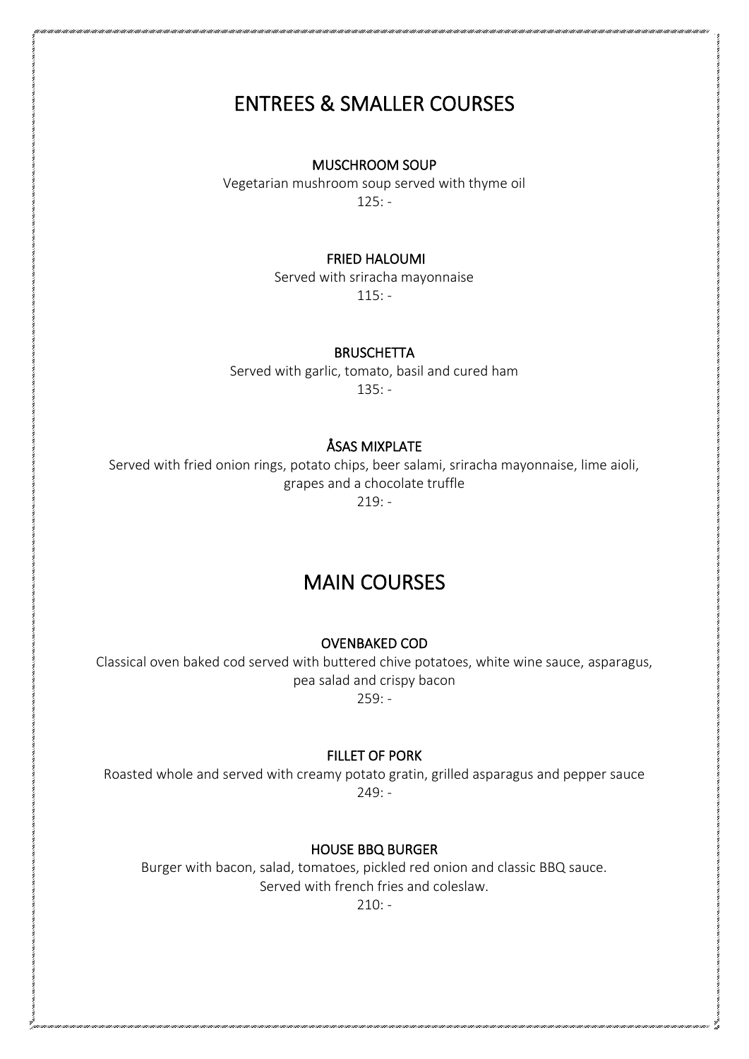# ENTREES & SMALLER COURSES

### MUSCHROOM SOUP

Vegetarian mushroom soup served with thyme oil

125: -

### FRIED HALOUMI

Served with sriracha mayonnaise

115: -

### BRUSCHETTA

Served with garlic, tomato, basil and cured ham

135: -

### ÅSAS MIXPLATE

Served with fried onion rings, potato chips, beer salami, sriracha mayonnaise, lime aioli, grapes and a chocolate truffle

219: -

# MAIN COURSES

### OVENBAKED COD

Classical oven baked cod served with buttered chive potatoes, white wine sauce, asparagus, pea salad and crispy bacon

259: -

### FILLET OF PORK

Roasted whole and served with creamy potato gratin, grilled asparagus and pepper sauce

249: -

### HOUSE BBQ BURGER

Burger with bacon, salad, tomatoes, pickled red onion and classic BBQ sauce.
Served with french fries and coleslaw.

210: -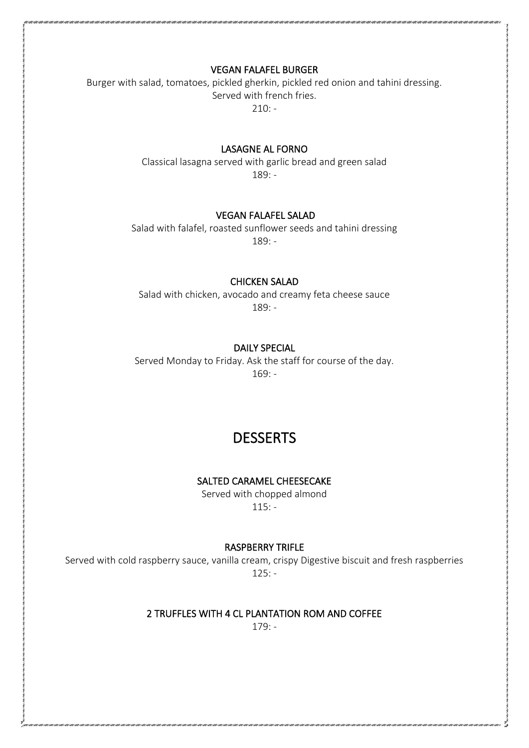### VEGAN FALAFEL BURGER

Burger with salad, tomatoes, pickled gherkin, pickled red onion and tahini dressing.
Served with french fries.

210: -

### LASAGNE AL FORNO

Classical lasagna served with garlic bread and green salad

189: -

### VEGAN FALAFEL SALAD

Salad with falafel, roasted sunflower seeds and tahini dressing

189: -

### CHICKEN SALAD

Salad with chicken, avocado and creamy feta cheese sauce

189: -

### DAILY SPECIAL

Served Monday to Friday. Ask the staff for course of the day.

169: -

## DESSERTS

### SALTED CARAMEL CHEESECAKE

Served with chopped almond

115: -

### RASPBERRY TRIFLE

Served with cold raspberry sauce, vanilla cream, crispy Digestive biscuit and fresh raspberries

125: -

### 2 TRUFFLES WITH 4 CL PLANTATION ROM AND COFFEE

179: -